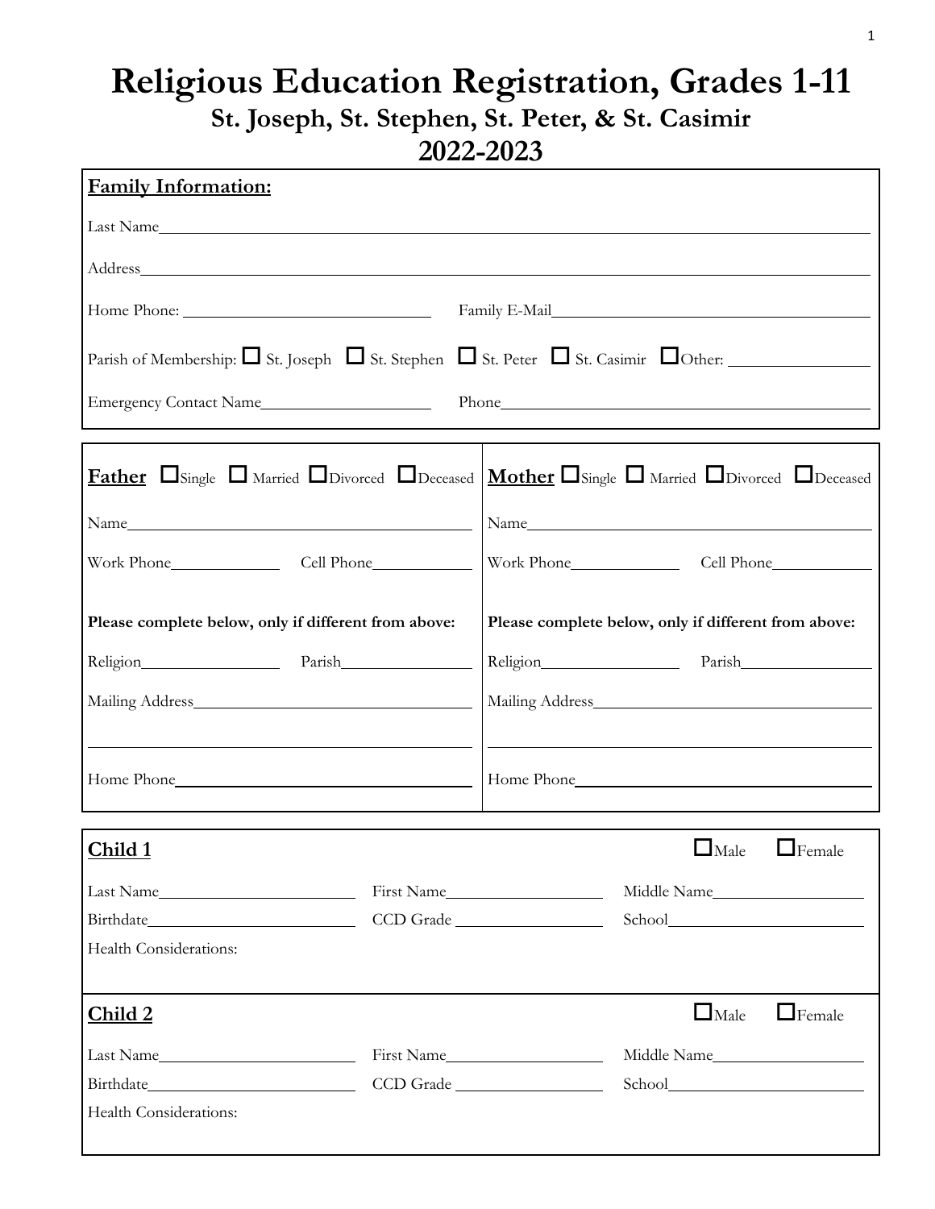# Religious Education Registration, Grades 1-11

## St. Joseph, St. Stephen, St. Peter, & St. Casimir

## 2022-2023

**Family Information:**

Last Name\_\_\_\_\_\_\_\_\_\_\_\_\_\_\_\_\_\_\_\_\_\_\_\_\_\_\_\_\_\_\_\_\_\_\_\_\_\_\_\_\_\_\_\_\_\_\_\_\_\_\_\_\_\_\_\_\_\_\_\_

Address\_\_\_\_\_\_\_\_\_\_\_\_\_\_\_\_\_\_\_\_\_\_\_\_\_\_\_\_\_\_\_\_\_\_\_\_\_\_\_\_\_\_\_\_\_\_\_\_\_\_\_\_\_\_\_\_\_\_\_\_\_\_

Home Phone: \_\_\_\_\_\_\_\_\_\_\_\_\_\_\_\_\_\_\_\_\_\_\_\_ Family E-Mail\_\_\_\_\_\_\_\_\_\_\_\_\_\_\_\_\_\_\_\_\_\_\_\_\_\_\_\_

Parish of Membership: ☐ St. Joseph ☐ St. Stephen ☐ St. Peter ☐ St. Casimir ☐ Other: \_\_\_\_\_\_\_\_\_\_\_\_

Emergency Contact Name\_\_\_\_\_\_\_\_\_\_\_\_\_\_\_\_\_\_ Phone\_\_\_\_\_\_\_\_\_\_\_\_\_\_\_\_\_\_\_\_\_\_\_\_\_\_\_\_\_\_\_\_\_\_

| **Father** ☐ Single ☐ Married ☐ Divorced ☐ Deceased | **Mother** ☐ Single ☐ Married ☐ Divorced ☐ Deceased |
|---|---|
| Name\_\_\_\_\_\_\_\_\_\_\_\_\_\_\_\_\_\_\_\_\_\_\_\_\_\_\_\_\_\_\_\_ | Name\_\_\_\_\_\_\_\_\_\_\_\_\_\_\_\_\_\_\_\_\_\_\_\_\_\_\_\_\_\_\_\_ |
| Work Phone\_\_\_\_\_\_\_\_\_\_ Cell Phone\_\_\_\_\_\_\_\_\_\_ | Work Phone\_\_\_\_\_\_\_\_\_\_ Cell Phone\_\_\_\_\_\_\_\_\_\_ |
| **Please complete below, only if different from above:** | **Please complete below, only if different from above:** |
| Religion\_\_\_\_\_\_\_\_\_\_\_\_ Parish\_\_\_\_\_\_\_\_\_\_\_\_ | Religion\_\_\_\_\_\_\_\_\_\_\_\_ Parish\_\_\_\_\_\_\_\_\_\_\_\_ |
| Mailing Address\_\_\_\_\_\_\_\_\_\_\_\_\_\_\_\_\_\_\_\_\_\_\_\_\_\_ | Mailing Address\_\_\_\_\_\_\_\_\_\_\_\_\_\_\_\_\_\_\_\_\_\_\_\_\_\_ |
| \_\_\_\_\_\_\_\_\_\_\_\_\_\_\_\_\_\_\_\_\_\_\_\_\_\_\_\_\_\_\_\_\_\_\_\_\_\_ | \_\_\_\_\_\_\_\_\_\_\_\_\_\_\_\_\_\_\_\_\_\_\_\_\_\_\_\_\_\_\_\_\_\_\_\_\_\_ |
| Home Phone\_\_\_\_\_\_\_\_\_\_\_\_\_\_\_\_\_\_\_\_\_\_\_\_\_\_\_\_ | Home Phone\_\_\_\_\_\_\_\_\_\_\_\_\_\_\_\_\_\_\_\_\_\_\_\_\_\_\_\_ |

**Child 1** ☐ Male ☐ Female

Last Name\_\_\_\_\_\_\_\_\_\_\_\_\_\_\_\_\_\_ First Name\_\_\_\_\_\_\_\_\_\_\_\_\_\_\_ Middle Name\_\_\_\_\_\_\_\_\_\_\_\_\_\_\_

Birthdate\_\_\_\_\_\_\_\_\_\_\_\_\_\_\_\_\_\_\_\_ CCD Grade \_\_\_\_\_\_\_\_\_\_\_\_\_\_\_ School\_\_\_\_\_\_\_\_\_\_\_\_\_\_\_\_\_\_\_\_

Health Considerations:

**Child 2** ☐ Male ☐ Female

Last Name\_\_\_\_\_\_\_\_\_\_\_\_\_\_\_\_\_\_ First Name\_\_\_\_\_\_\_\_\_\_\_\_\_\_\_ Middle Name\_\_\_\_\_\_\_\_\_\_\_\_\_\_\_

Birthdate\_\_\_\_\_\_\_\_\_\_\_\_\_\_\_\_\_\_\_\_ CCD Grade \_\_\_\_\_\_\_\_\_\_\_\_\_\_\_ School\_\_\_\_\_\_\_\_\_\_\_\_\_\_\_\_\_\_\_\_

Health Considerations: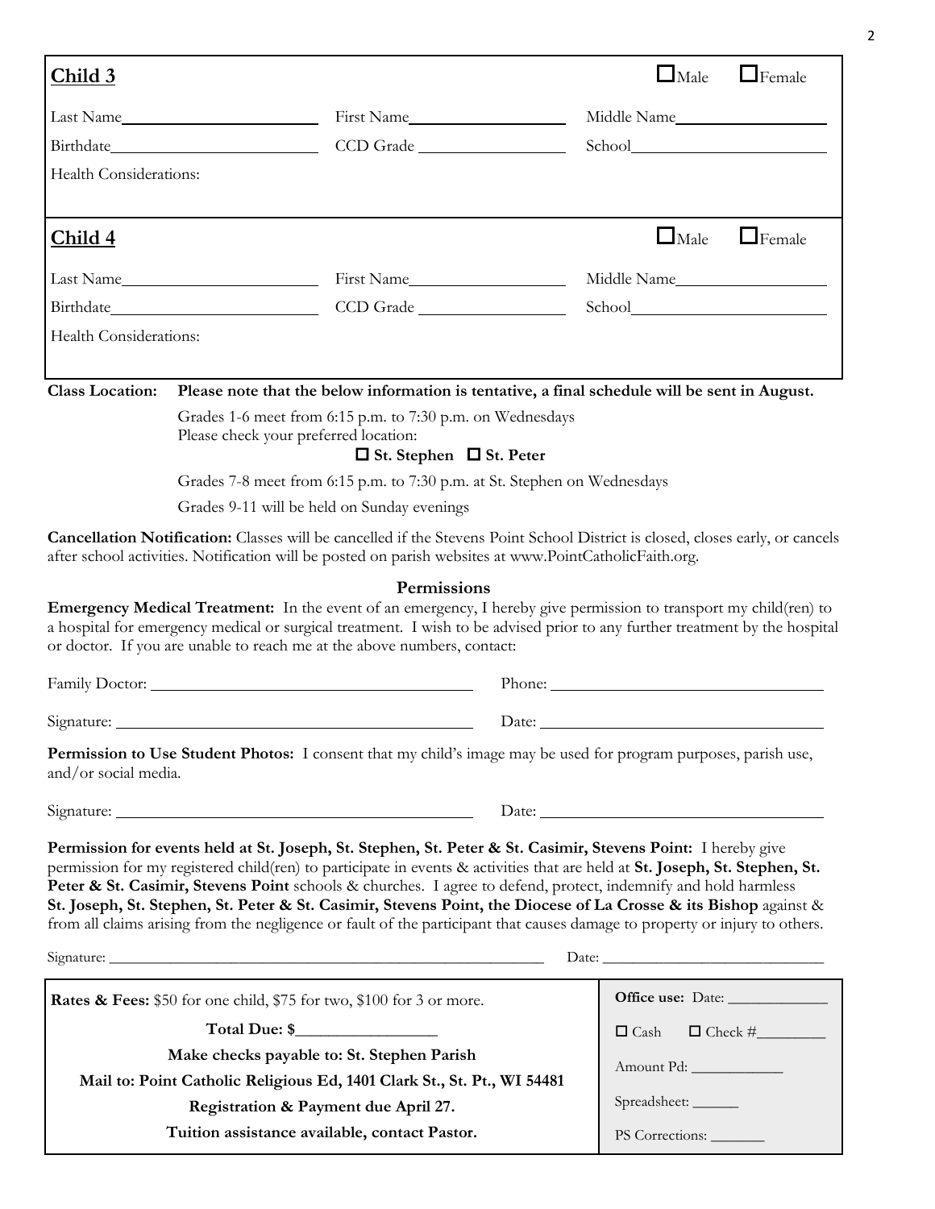## Child 3

☐ Male ☐ Female

Last Name\_\_\_\_\_\_\_\_\_\_\_\_\_\_\_\_\_\_ First Name\_\_\_\_\_\_\_\_\_\_\_\_\_\_\_\_\_\_ Middle Name\_\_\_\_\_\_\_\_\_\_\_\_\_\_\_\_\_\_

Birthdate\_\_\_\_\_\_\_\_\_\_\_\_\_\_\_\_\_\_ CCD Grade \_\_\_\_\_\_\_\_\_\_\_\_\_\_\_\_\_\_ School\_\_\_\_\_\_\_\_\_\_\_\_\_\_\_\_\_\_

Health Considerations:

## Child 4

☐ Male ☐ Female

Last Name\_\_\_\_\_\_\_\_\_\_\_\_\_\_\_\_\_\_ First Name\_\_\_\_\_\_\_\_\_\_\_\_\_\_\_\_\_\_ Middle Name\_\_\_\_\_\_\_\_\_\_\_\_\_\_\_\_\_\_

Birthdate\_\_\_\_\_\_\_\_\_\_\_\_\_\_\_\_\_\_ CCD Grade \_\_\_\_\_\_\_\_\_\_\_\_\_\_\_\_\_\_ School\_\_\_\_\_\_\_\_\_\_\_\_\_\_\_\_\_\_

Health Considerations:

**Class Location:** **Please note that the below information is tentative, a final schedule will be sent in August.**

Grades 1-6 meet from 6:15 p.m. to 7:30 p.m. on Wednesdays
Please check your preferred location:

☐ **St. Stephen** ☐ **St. Peter**

Grades 7-8 meet from 6:15 p.m. to 7:30 p.m. at St. Stephen on Wednesdays

Grades 9-11 will be held on Sunday evenings

**Cancellation Notification:** Classes will be cancelled if the Stevens Point School District is closed, closes early, or cancels after school activities. Notification will be posted on parish websites at www.PointCatholicFaith.org.

### Permissions

**Emergency Medical Treatment:** In the event of an emergency, I hereby give permission to transport my child(ren) to a hospital for emergency medical or surgical treatment. I wish to be advised prior to any further treatment by the hospital or doctor. If you are unable to reach me at the above numbers, contact:

Family Doctor: \_\_\_\_\_\_\_\_\_\_\_\_\_\_\_\_\_\_\_\_\_\_\_\_\_\_\_\_ Phone: \_\_\_\_\_\_\_\_\_\_\_\_\_\_\_\_\_\_\_\_\_\_\_\_\_\_\_\_

Signature: \_\_\_\_\_\_\_\_\_\_\_\_\_\_\_\_\_\_\_\_\_\_\_\_\_\_\_\_ Date: \_\_\_\_\_\_\_\_\_\_\_\_\_\_\_\_\_\_\_\_\_\_\_\_\_\_\_\_

**Permission to Use Student Photos:** I consent that my child's image may be used for program purposes, parish use, and/or social media.

Signature: \_\_\_\_\_\_\_\_\_\_\_\_\_\_\_\_\_\_\_\_\_\_\_\_\_\_\_\_ Date: \_\_\_\_\_\_\_\_\_\_\_\_\_\_\_\_\_\_\_\_\_\_\_\_\_\_\_\_

**Permission for events held at St. Joseph, St. Stephen, St. Peter & St. Casimir, Stevens Point:** I hereby give permission for my registered child(ren) to participate in events & activities that are held at **St. Joseph, St. Stephen, St. Peter & St. Casimir, Stevens Point** schools & churches. I agree to defend, protect, indemnify and hold harmless **St. Joseph, St. Stephen, St. Peter & St. Casimir, Stevens Point, the Diocese of La Crosse & its Bishop** against & from all claims arising from the negligence or fault of the participant that causes damage to property or injury to others.

Signature: \_\_\_\_\_\_\_\_\_\_\_\_\_\_\_\_\_\_\_\_\_\_\_\_\_\_\_\_\_\_\_\_\_\_\_\_\_\_ Date: \_\_\_\_\_\_\_\_\_\_\_\_\_\_\_\_\_\_\_\_\_\_\_\_\_\_\_\_

**Rates & Fees:** $50 for one child, $75 for two, $100 for 3 or more.

**Total Due: $\_\_\_\_\_\_\_\_\_\_\_\_\_\_\_\_\_**

**Make checks payable to: St. Stephen Parish**

**Mail to: Point Catholic Religious Ed, 1401 Clark St., St. Pt., WI 54481**

**Registration & Payment due April 27.**

**Tuition assistance available, contact Pastor.**

**Office use:** Date: \_\_\_\_\_\_\_\_\_\_\_\_

☐ Cash ☐ Check #\_\_\_\_\_\_\_\_

Amount Pd: \_\_\_\_\_\_\_\_\_\_\_\_

Spreadsheet: \_\_\_\_\_\_

PS Corrections: \_\_\_\_\_\_\_